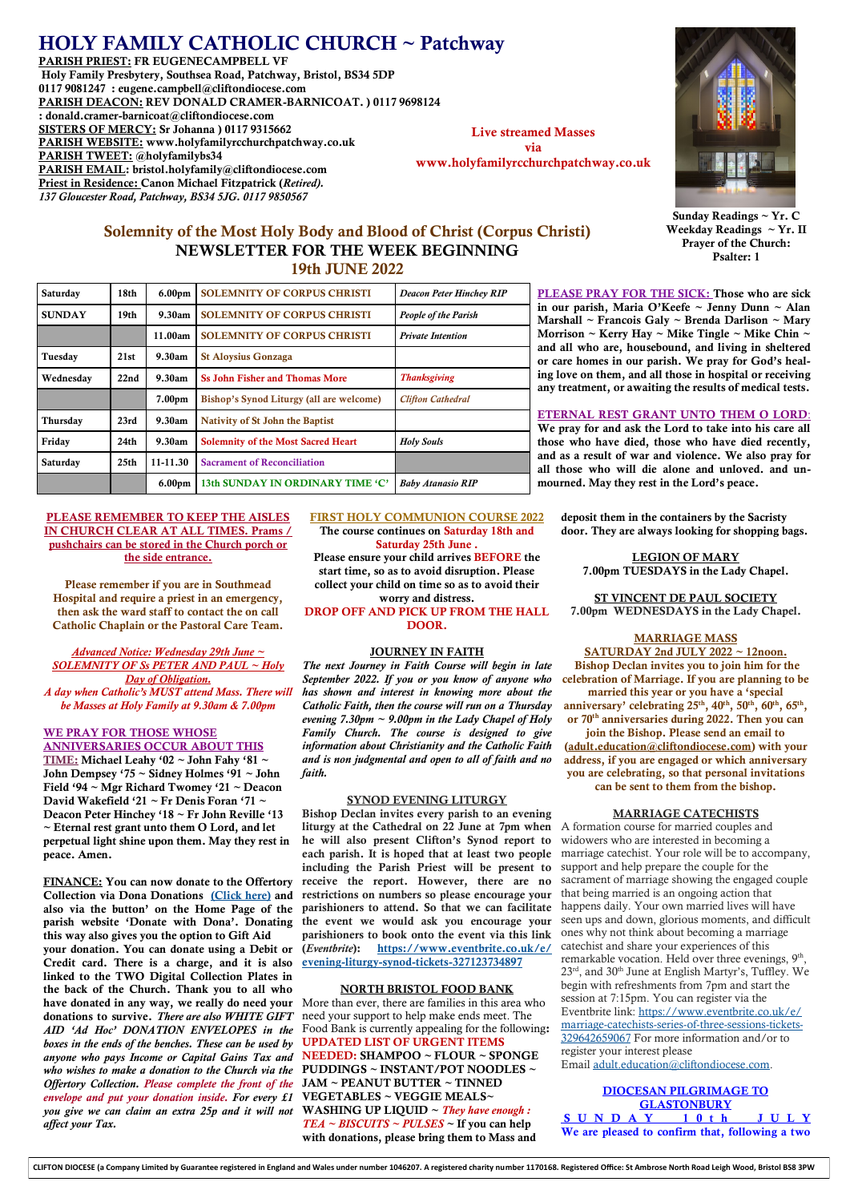# HOLY FAMILY CATHOLIC CHURCH ~ Patchway

**PARISH PRIEST: FR EUGENECAMPBELL VF**
**Holy Family Presbytery, Southsea Road, Patchway, Bristol, BS34 5DP**
**0117 9081247 : eugene.campbell@cliftondiocese.com**
**PARISH DEACON: REV DONALD CRAMER-BARNICOAT. ) 0117 9698124**
**: donald.cramer-barnicoat@cliftondiocese.com**
**SISTERS OF MERCY: Sr Johanna ) 0117 9315662**
**PARISH WEBSITE: www.holyfamilyrcchurchpatchway.co.uk**
**PARISH TWEET: @holyfamilybs34**
**PARISH EMAIL: bristol.holyfamily@cliftondiocese.com**
**Priest in Residence: Canon Michael Fitzpatrick (*Retired*).**
***137 Gloucester Road, Patchway, BS34 5JG. 0117 9850567***

**Live streamed Masses via www.holyfamilyrcchurchpatchway.co.uk**

**Sunday Readings ~ Yr. C**
**Weekday Readings ~ Yr. II**
**Prayer of the Church: Psalter: 1**

## Solemnity of the Most Holy Body and Blood of Christ (Corpus Christi)
## NEWSLETTER FOR THE WEEK BEGINNING 19th JUNE 2022

| | | | | |
|---|---|---|---|---|
| Saturday | 18th | 6.00pm | SOLEMNITY OF CORPUS CHRISTI | *Deacon Peter Hinchey RIP* |
| SUNDAY | 19th | 9.30am | SOLEMNITY OF CORPUS CHRISTI | *People of the Parish* |
| | | 11.00am | SOLEMNITY OF CORPUS CHRISTI | *Private Intention* |
| Tuesday | 21st | 9.30am | St Aloysius Gonzaga | |
| Wednesday | 22nd | 9.30am | Ss John Fisher and Thomas More | *Thanksgiving* |
| | | 7.00pm | Bishop's Synod Liturgy (all are welcome) | *Clifton Cathedral* |
| Thursday | 23rd | 9.30am | Nativity of St John the Baptist | |
| Friday | 24th | 9.30am | Solemnity of the Most Sacred Heart | *Holy Souls* |
| Saturday | 25th | 11-11.30 | Sacrament of Reconciliation | |
| | | 6.00pm | 13th SUNDAY IN ORDINARY TIME 'C' | *Baby Atanasio RIP* |

**PLEASE PRAY FOR THE SICK:** Those who are sick in our parish, Maria O'Keefe ~ Jenny Dunn ~ Alan Marshall ~ Francois Galy ~ Brenda Darlison ~ Mary Morrison ~ Kerry Hay ~ Mike Tingle ~ Mike Chin ~ and all who are, housebound, and living in sheltered or care homes in our parish. We pray for God's healing love on them, and all those in hospital or receiving any treatment, or awaiting the results of medical tests.

**ETERNAL REST GRANT UNTO THEM O LORD:** We pray for and ask the Lord to take into his care all those who have died, those who have died recently, and as a result of war and violence. We also pray for all those who will die alone and unloved. and unmourned. May they rest in the Lord's peace.

**PLEASE REMEMBER TO KEEP THE AISLES IN CHURCH CLEAR AT ALL TIMES. Prams / pushchairs can be stored in the Church porch or the side entrance.**

**Please remember if you are in Southmead Hospital and require a priest in an emergency, then ask the ward staff to contact the on call Catholic Chaplain or the Pastoral Care Team.**

***Advanced Notice: Wednesday 29th June ~ SOLEMNITY OF Ss PETER AND PAUL ~ Holy Day of Obligation.***
***A day when Catholic's MUST attend Mass. There will be Masses at Holy Family at 9.30am & 7.00pm***

**WE PRAY FOR THOSE WHOSE ANNIVERSARIES OCCUR ABOUT THIS TIME:** Michael Leahy '02 ~ John Fahy '81 ~ John Dempsey '75 ~ Sidney Holmes '91 ~ John Field '94 ~ Mgr Richard Twomey '21 ~ Deacon David Wakefield '21 ~ Fr Denis Foran '71 ~ Deacon Peter Hinchey '18 ~ Fr John Reville '13 ~ Eternal rest grant unto them O Lord, and let perpetual light shine upon them. May they rest in peace. Amen.

**FINANCE: You can now donate to the Offertory Collection via Dona Donations (Click here) and also via the button' on the Home Page of the parish website 'Donate with Dona'. Donating this way also gives you the option to Gift Aid your donation. You can donate using a Debit or Credit card. There is a charge, and it is also linked to the TWO Digital Collection Plates in the back of the Church. Thank you to all who have donated in any way, we really do need your donations to survive.** ***There are also WHITE GIFT AID 'Ad Hoc' DONATION ENVELOPES in the boxes in the ends of the benches. These can be used by anyone who pays Income or Capital Gains Tax and who wishes to make a donation to the Church via the Offertory Collection. Please complete the front of the envelope and put your donation inside. For every £1 you give we can claim an extra 25p and it will not affect your Tax.***

**FIRST HOLY COMMUNION COURSE 2022**

**The course continues on Saturday 18th and Saturday 25th June .**
**Please ensure your child arrives BEFORE the start time, so as to avoid disruption. Please collect your child on time so as to avoid their worry and distress.**
**DROP OFF AND PICK UP FROM THE HALL DOOR.**

**JOURNEY IN FAITH**

*The next Journey in Faith Course will begin in late September 2022. If you or you know of anyone who has shown and interest in knowing more about the Catholic Faith, then the course will run on a Thursday evening 7.30pm ~ 9.00pm in the Lady Chapel of Holy Family Church. The course is designed to give information about Christianity and the Catholic Faith and is non judgmental and open to all of faith and no faith.*

**SYNOD EVENING LITURGY**

**Bishop Declan invites every parish to an evening liturgy at the Cathedral on 22 June at 7pm when he will also present Clifton's Synod report to each parish. It is hoped that at least two people including the Parish Priest will be present to receive the report. However, there are no restrictions on numbers so please encourage your parishioners to attend. So that we can facilitate the event we would ask you encourage your parishioners to book onto the event via this link (*Eventbrite*): https://www.eventbrite.co.uk/e/evening-liturgy-synod-tickets-327123734897**

**NORTH BRISTOL FOOD BANK**

More than ever, there are families in this area who need your support to help make ends meet. The Food Bank is currently appealing for the following**: UPDATED LIST OF URGENT ITEMS NEEDED: SHAMPOO ~ FLOUR ~ SPONGE PUDDINGS ~ INSTANT/POT NOODLES ~ JAM ~ PEANUT BUTTER ~ TINNED VEGETABLES ~ VEGGIE MEALS~ WASHING UP LIQUID ~** ***They have enough : TEA ~ BISCUITS ~ PULSES*** **~ If you can help with donations, please bring them to Mass and deposit them in the containers by the Sacristy door. They are always looking for shopping bags.**

**LEGION OF MARY**
**7.00pm TUESDAYS in the Lady Chapel.**

**ST VINCENT DE PAUL SOCIETY**
**7.00pm WEDNESDAYS in the Lady Chapel.**

**MARRIAGE MASS**

**SATURDAY 2nd JULY 2022 ~ 12noon.**
**Bishop Declan invites you to join him for the celebration of Marriage. If you are planning to be married this year or you have a 'special anniversary' celebrating 25th, 40th, 50th, 60th, 65th, or 70th anniversaries during 2022. Then you can join the Bishop. Please send an email to (adult.education@cliftondiocese.com) with your address, if you are engaged or which anniversary you are celebrating, so that personal invitations can be sent to them from the bishop.**

**MARRIAGE CATECHISTS**

A formation course for married couples and widowers who are interested in becoming a marriage catechist. Your role will be to accompany, support and help prepare the couple for the sacrament of marriage showing the engaged couple that being married is an ongoing action that happens daily. Your own married lives will have seen ups and down, glorious moments, and difficult ones why not think about becoming a marriage catechist and share your experiences of this remarkable vocation. Held over three evenings, 9th, 23rd, and 30th June at English Martyr's, Tuffley. We begin with refreshments from 7pm and start the session at 7:15pm. You can register via the Eventbrite link: https://www.eventbrite.co.uk/e/marriage-catechists-series-of-three-sessions-tickets-329642659067 For more information and/or to register your interest please Email adult.education@cliftondiocese.com.

**DIOCESAN PILGRIMAGE TO GLASTONBURY**
**SUNDAY 10th JULY**
**We are pleased to confirm that, following a two**

CLIFTON DIOCESE (a Company Limited by Guarantee registered in England and Wales under number 1046207. A registered charity number 1170168. Registered Office: St Ambrose North Road Leigh Wood, Bristol BS8 3PW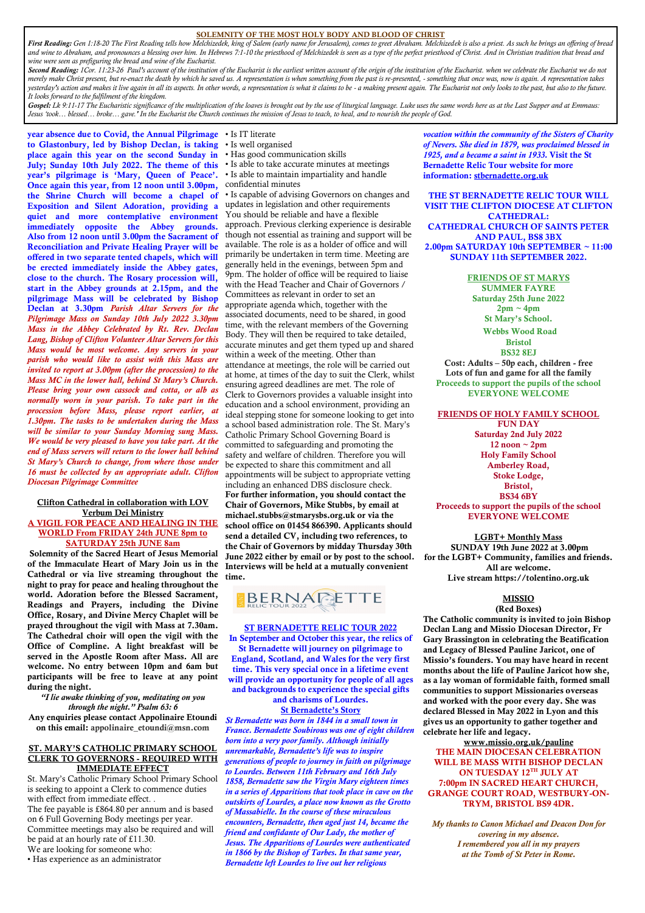## SOLEMNITY OF THE MOST HOLY BODY AND BLOOD OF CHRIST

***First Reading:*** *Gen 1:18-20 The First Reading tells how Melchizedek, king of Salem (early name for Jerusalem), comes to greet Abraham. Melchizedek is also a priest. As such he brings an offering of bread and wine to Abraham, and pronounces a blessing over him. In Hebrews 7:1-10 the priesthood of Melchizedek is seen as a type of the perfect priesthood of Christ. And in Christian tradition that bread and wine were seen as prefiguring the bread and wine of the Eucharist.*

***Second Reading:*** *1Cor. 11:23-26 Paul's account of the institution of the Eucharist is the earliest written account of the origin of the institution of the Eucharist. when we celebrate the Eucharist we do not merely make Christ present, but re-enact the death by which he saved us. A representation is when something from the past is re-presented, - something that once was, now is again. A representation takes yesterday's action and makes it live again in all its aspects. In other words, a representation is what it claims to be - a making present again. The Eucharist not only looks to the past, but also to the future. It looks forward to the fulfilment of the kingdom.*

***Gospel:*** *Lk 9:11-17 The Eucharistic significance of the multiplication of the loaves is brought out by the use of liturgical language. Luke uses the same words here as at the Last Supper and at Emmaus: Jesus 'took… blessed… broke… gave.' In the Eucharist the Church continues the mission of Jesus to teach, to heal, and to nourish the people of God.*

**year absence due to Covid, the Annual Pilgrimage to Glastonbury, led by Bishop Declan, is taking place again this year on the second Sunday in July; Sunday 10th July 2022. The theme of this year's pilgrimage is 'Mary, Queen of Peace'. Once again this year, from 12 noon until 3.00pm, the Shrine Church will become a chapel of Exposition and Silent Adoration, providing a quiet and more contemplative environment immediately opposite the Abbey grounds. Also from 12 noon until 3.00pm the Sacrament of Reconciliation and Private Healing Prayer will be offered in two separate tented chapels, which will be erected immediately inside the Abbey gates, close to the church. The Rosary procession will, start in the Abbey grounds at 2.15pm, and the pilgrimage Mass will be celebrated by Bishop Declan at 3.30pm** ***Parish Altar Servers for the Pilgrimage Mass on Sunday 10th July 2022 3.30pm Mass in the Abbey Celebrated by Rt. Rev. Declan Lang, Bishop of Clifton Volunteer Altar Servers for this Mass would be most welcome. Any servers in your parish who would like to assist with this Mass are invited to report at 3.00pm (after the procession) to the Mass MC in the lower hall, behind St Mary's Church. Please bring your own cassock and cotta, or alb as normally worn in your parish. To take part in the procession before Mass, please report earlier, at 1.30pm. The tasks to be undertaken during the Mass will be similar to your Sunday Morning sung Mass. We would be very pleased to have you take part. At the end of Mass servers will return to the lower hall behind St Mary's Church to change, from where those under 16 must be collected by an appropriate adult. Clifton Diocesan Pilgrimage Committee***

### Clifton Cathedral in collaboration with LOV Verbum Dei Ministry

### A VIGIL FOR PEACE AND HEALING IN THE WORLD From FRIDAY 24th JUNE 8pm to SATURDAY 25th JUNE 8am

**Solemnity of the Sacred Heart of Jesus Memorial of the Immaculate Heart of Mary Join us in the Cathedral or via live streaming throughout the night to pray for peace and healing throughout the world. Adoration before the Blessed Sacrament, Readings and Prayers, including the Divine Office, Rosary, and Divine Mercy Chaplet will be prayed throughout the vigil with Mass at 7.30am. The Cathedral choir will open the vigil with the Office of Compline. A light breakfast will be served in the Apostle Room after Mass. All are welcome. No entry between 10pm and 6am but participants will be free to leave at any point during the night.**

***"I lie awake thinking of you, meditating on you through the night." Psalm 63: 6***

**Any enquiries please contact Appolinaire Etoundi on this email: appolinaire_etoundi@msn.com**

### ST. MARY'S CATHOLIC PRIMARY SCHOOL CLERK TO GOVERNORS - REQUIRED WITH IMMEDIATE EFFECT

St. Mary's Catholic Primary School Primary School is seeking to appoint a Clerk to commence duties with effect from immediate effect. .

The fee payable is £864.80 per annum and is based on 6 Full Governing Body meetings per year. Committee meetings may also be required and will be paid at an hourly rate of £11.30.

We are looking for someone who:

- Has experience as an administrator
- Is IT literate
- Is well organised
- Has good communication skills
- Is able to take accurate minutes at meetings
- Is able to maintain impartiality and handle confidential minutes
- Is capable of advising Governors on changes and updates in legislation and other requirements

You should be reliable and have a flexible approach. Previous clerking experience is desirable though not essential as training and support will be available. The role is as a holder of office and will primarily be undertaken in term time. Meeting are generally held in the evenings, between 5pm and 9pm. The holder of office will be required to liaise with the Head Teacher and Chair of Governors / Committees as relevant in order to set an appropriate agenda which, together with the associated documents, need to be shared, in good time, with the relevant members of the Governing Body. They will then be required to take detailed, accurate minutes and get them typed up and shared within a week of the meeting. Other than attendance at meetings, the role will be carried out at home, at times of the day to suit the Clerk, whilst ensuring agreed deadlines are met. The role of Clerk to Governors provides a valuable insight into education and a school environment, providing an ideal stepping stone for someone looking to get into a school based administration role. The St. Mary's Catholic Primary School Governing Board is committed to safeguarding and promoting the safety and welfare of children. Therefore you will be expected to share this commitment and all appointments will be subject to appropriate vetting including an enhanced DBS disclosure check.

**For further information, you should contact the Chair of Governors, Mike Stubbs, by email at michael.stubbs@stmarysbs.org.uk or via the school office on 01454 866390. Applicants should send a detailed CV, including two references, to the Chair of Governors by midday Thursday 30th June 2022 either by email or by post to the school. Interviews will be held at a mutually convenient time.**

SAINT BERNADETTE RELIC TOUR 2022

### ST BERNADETTE RELIC TOUR 2022

**In September and October this year, the relics of St Bernadette will journey on pilgrimage to England, Scotland, and Wales for the very first time. This very special once in a lifetime event will provide an opportunity for people of all ages and backgrounds to experience the special gifts and charisms of Lourdes.**

**St Bernadette's Story**

***St Bernadette was born in 1844 in a small town in France. Bernadette Soubirous was one of eight children born into a very poor family. Although initially unremarkable, Bernadette's life was to inspire generations of people to journey in faith on pilgrimage to Lourdes. Between 11th February and 16th July 1858, Bernadette saw the Virgin Mary eighteen times in a series of Apparitions that took place in cave on the outskirts of Lourdes, a place now known as the Grotto of Massabielle. In the course of these miraculous encounters, Bernadette, then aged just 14, became the friend and confidante of Our Lady, the mother of Jesus. The Apparitions of Lourdes were authenticated in 1866 by the Bishop of Tarbes. In that same year, Bernadette left Lourdes to live out her religious vocation within the community of the Sisters of Charity of Nevers. She died in 1879, was proclaimed blessed in 1925, and a became a saint in 1933.*** **Visit the St Bernadette Relic Tour website for more information: stbernadette.org.uk**

**THE ST BERNADETTE RELIC TOUR WILL VISIT THE CLIFTON DIOCESE AT CLIFTON CATHEDRAL: CATHEDRAL CHURCH OF SAINTS PETER AND PAUL, BS8 3BX 2.00pm SATURDAY 10th SEPTEMBER ~ 11:00 SUNDAY 11th SEPTEMBER 2022.**

### FRIENDS OF ST MARYS

**SUMMER FAYRE**
**Saturday 25th June 2022**
**2pm ~ 4pm**
**St Mary's School.**
**Webbs Wood Road**
**Bristol**
**BS32 8EJ**
**Cost: Adults – 50p each, children - free**
**Lots of fun and game for all the family**
**Proceeds to support the pupils of the school**
**EVERYONE WELCOME**

### FRIENDS OF HOLY FAMILY SCHOOL

**FUN DAY**
**Saturday 2nd July 2022**
**12 noon ~ 2pm**
**Holy Family School**
**Amberley Road,**
**Stoke Lodge,**
**Bristol,**
**BS34 6BY**
**Proceeds to support the pupils of the school**
**EVERYONE WELCOME**

### LGBT+ Monthly Mass

**SUNDAY 19th June 2022 at 3.00pm for the LGBT+ Community, families and friends. All are welcome. Live stream https://tolentino.org.uk**

### MISSIO

**(Red Boxes)**

**The Catholic community is invited to join Bishop Declan Lang and Missio Diocesan Director, Fr Gary Brassington in celebrating the Beatification and Legacy of Blessed Pauline Jaricot, one of Missio's founders. You may have heard in recent months about the life of Pauline Jaricot how she, as a lay woman of formidable faith, formed small communities to support Missionaries overseas and worked with the poor every day. She was declared Blessed in May 2022 in Lyon and this gives us an opportunity to gather together and celebrate her life and legacy.**

**www.missio.org.uk/pauline**

**THE MAIN DIOCESAN CELEBRATION WILL BE MASS WITH BISHOP DECLAN ON TUESDAY 12TH JULY AT 7:00pm IN SACRED HEART CHURCH, GRANGE COURT ROAD, WESTBURY-ON-TRYM, BRISTOL BS9 4DR.**

***My thanks to Canon Michael and Deacon Don for covering in my absence. I remembered you all in my prayers at the Tomb of St Peter in Rome.***